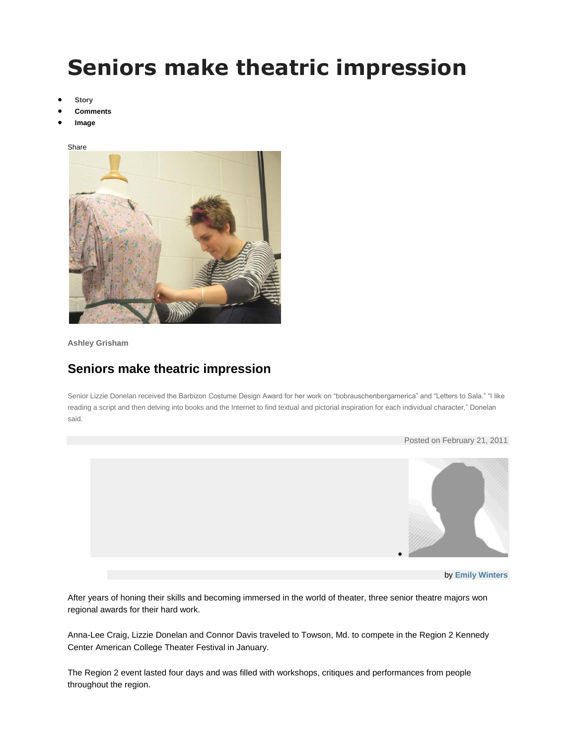# Seniors make theatric impression

- **Story**
- **Comments**
- **Image**

Share

**Ashley Grisham**

## Seniors make theatric impression

Senior Lizzie Donelan received the Barbizon Costume Design Award for her work on "bobrauschenbergamerica" and "Letters to Sala." "I like reading a script and then delving into books and the Internet to find textual and pictorial inspiration for each individual character," Donelan said.

Posted on February 21, 2011

by **Emily Winters**

After years of honing their skills and becoming immersed in the world of theater, three senior theatre majors won regional awards for their hard work.

Anna-Lee Craig, Lizzie Donelan and Connor Davis traveled to Towson, Md. to compete in the Region 2 Kennedy Center American College Theater Festival in January.

The Region 2 event lasted four days and was filled with workshops, critiques and performances from people throughout the region.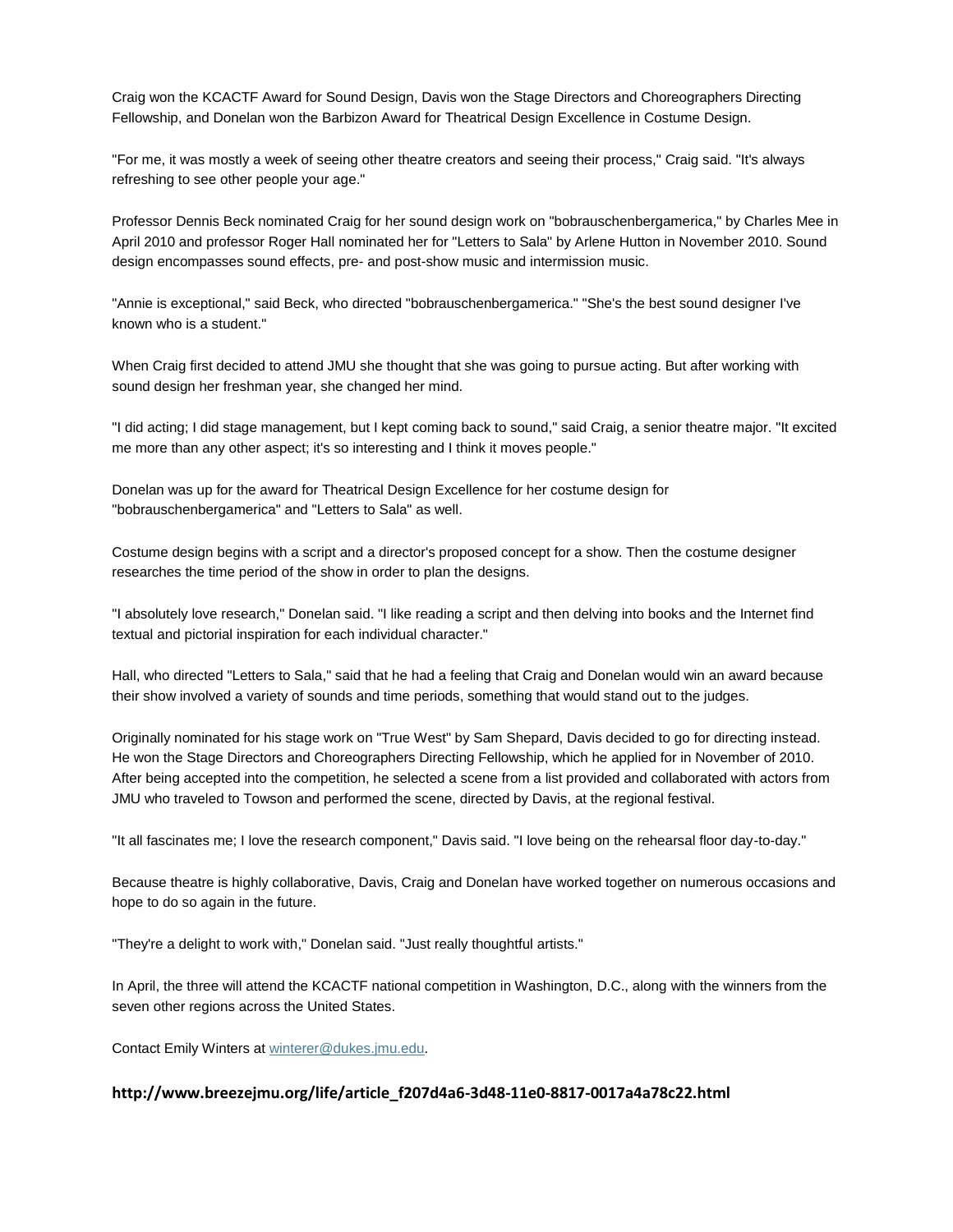Craig won the KCACTF Award for Sound Design, Davis won the Stage Directors and Choreographers Directing Fellowship, and Donelan won the Barbizon Award for Theatrical Design Excellence in Costume Design.

"For me, it was mostly a week of seeing other theatre creators and seeing their process," Craig said. "It's always refreshing to see other people your age."

Professor Dennis Beck nominated Craig for her sound design work on "bobrauschenbergamerica," by Charles Mee in April 2010 and professor Roger Hall nominated her for "Letters to Sala" by Arlene Hutton in November 2010. Sound design encompasses sound effects, pre- and post-show music and intermission music.

"Annie is exceptional," said Beck, who directed "bobrauschenbergamerica." "She's the best sound designer I've known who is a student."

When Craig first decided to attend JMU she thought that she was going to pursue acting. But after working with sound design her freshman year, she changed her mind.

"I did acting; I did stage management, but I kept coming back to sound," said Craig, a senior theatre major. "It excited me more than any other aspect; it's so interesting and I think it moves people."

Donelan was up for the award for Theatrical Design Excellence for her costume design for "bobrauschenbergamerica" and "Letters to Sala" as well.

Costume design begins with a script and a director's proposed concept for a show. Then the costume designer researches the time period of the show in order to plan the designs.

"I absolutely love research," Donelan said. "I like reading a script and then delving into books and the Internet find textual and pictorial inspiration for each individual character."

Hall, who directed "Letters to Sala," said that he had a feeling that Craig and Donelan would win an award because their show involved a variety of sounds and time periods, something that would stand out to the judges.

Originally nominated for his stage work on "True West" by Sam Shepard, Davis decided to go for directing instead. He won the Stage Directors and Choreographers Directing Fellowship, which he applied for in November of 2010. After being accepted into the competition, he selected a scene from a list provided and collaborated with actors from JMU who traveled to Towson and performed the scene, directed by Davis, at the regional festival.

"It all fascinates me; I love the research component," Davis said. "I love being on the rehearsal floor day-to-day."

Because theatre is highly collaborative, Davis, Craig and Donelan have worked together on numerous occasions and hope to do so again in the future.

"They're a delight to work with," Donelan said. "Just really thoughtful artists."

In April, the three will attend the KCACTF national competition in Washington, D.C., along with the winners from the seven other regions across the United States.

Contact Emily Winters at winterer@dukes.jmu.edu.

**http://www.breezejmu.org/life/article_f207d4a6-3d48-11e0-8817-0017a4a78c22.html**